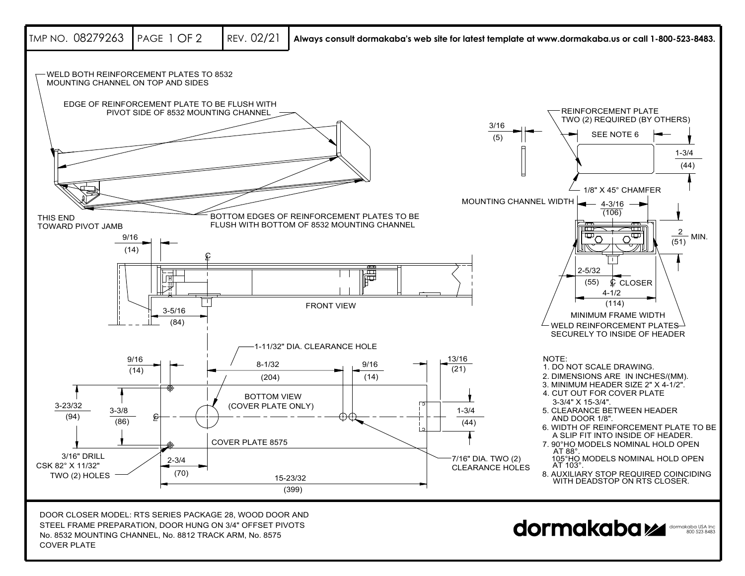TMP NO. 08279263 | PAGE 1 OF 2 | REV. 02/21 | **Always consult dormakaba's web site for latest template at www.dormakaba.us or call 1-800-523-8483.**

WELD BOTH REINFORCEMENT PLATES TO 8532 MOUNTING CHANNEL ON TOP AND SIDES

EDGE OF REINFORCEMENT PLATE TO BE FLUSH WITH PIVOT SIDE OF 8532 MOUNTING CHANNEL

THIS END TOWARD PIVOT JAMB

BOTTOM EDGES OF REINFORCEMENT PLATES TO BE FLUSH WITH BOTTOM OF 8532 MOUNTING CHANNEL

REINFORCEMENT PLATE
TWO (2) REQUIRED (BY OTHERS)

3/16 (5)

SEE NOTE 6

1-3/4 (44)

1/8" X 45° CHAMFER

MOUNTING CHANNEL WIDTH 4-3/16 (106)

2 (51) MIN.

2-5/32 (55) ℄ CLOSER

4-1/2 (114)

MINIMUM FRAME WIDTH

WELD REINFORCEMENT PLATES SECURELY TO INSIDE OF HEADER

9/16 (14)

℄

3-5/16 (84)

FRONT VIEW

1-11/32" DIA. CLEARANCE HOLE

9/16 (14)

8-1/32 (204)

9/16 (14)

13/16 (21)

3-23/32 (94)

3-3/8 (86)

℄

BOTTOM VIEW
(COVER PLATE ONLY)

1-3/4 (44)

COVER PLATE 8575

3/16" DRILL
CSK 82° X 11/32"
TWO (2) HOLES

2-3/4 (70)

15-23/32 (399)

7/16" DIA. TWO (2) CLEARANCE HOLES

NOTE:
1. DO NOT SCALE DRAWING.
2. DIMENSIONS ARE IN INCHES/(MM).
3. MINIMUM HEADER SIZE 2" X 4-1/2".
4. CUT OUT FOR COVER PLATE 3-3/4" X 15-3/4".
5. CLEARANCE BETWEEN HEADER AND DOOR 1/8".
6. WIDTH OF REINFORCEMENT PLATE TO BE A SLIP FIT INTO INSIDE OF HEADER.
7. 90°HO MODELS NOMINAL HOLD OPEN AT 88°.
105°HO MODELS NOMINAL HOLD OPEN AT 103°.
8. AUXILIARY STOP REQUIRED COINCIDING WITH DEADSTOP ON RTS CLOSER.

DOOR CLOSER MODEL: RTS SERIES PACKAGE 28, WOOD DOOR AND STEEL FRAME PREPARATION, DOOR HUNG ON 3/4" OFFSET PIVOTS No. 8532 MOUNTING CHANNEL, No. 8812 TRACK ARM, No. 8575 COVER PLATE

**dormakaba** dormakaba USA Inc 800 523 8483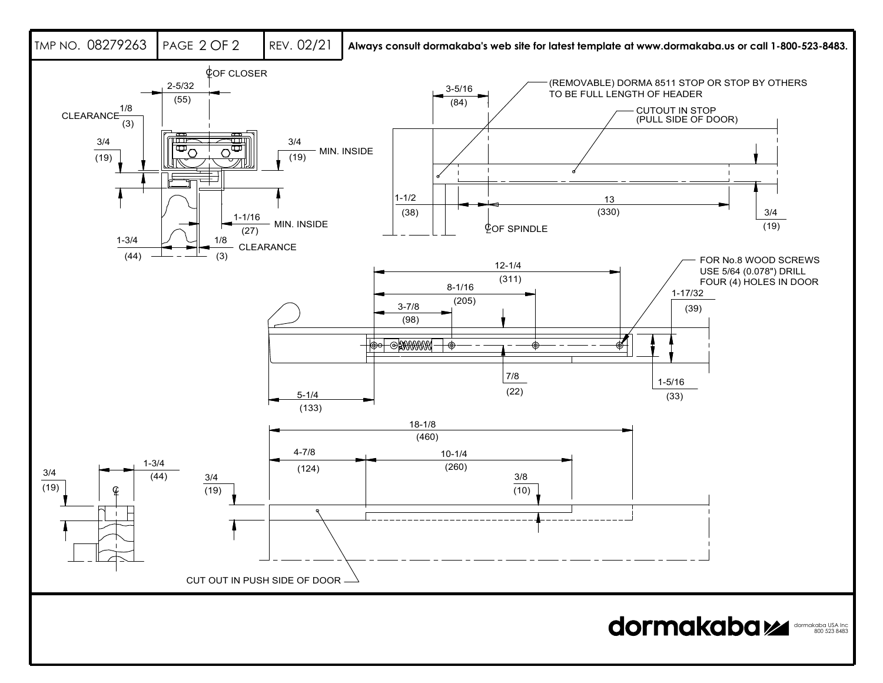TMP NO. 08279263 | PAGE 2 OF 2 | REV. 02/21

**Always consult dormakaba's web site for latest template at www.dormakaba.us or call 1-800-523-8483.**

℄ OF CLOSER

2-5/32
(55)

CLEARANCE 1/8
(3)

3/4
(19)

3/4
(19)
MIN. INSIDE

1-1/16
(27)
MIN. INSIDE

1-3/4
(44)

1/8
(3)
CLEARANCE

3-5/16
(84)

(REMOVABLE) DORMA 8511 STOP OR STOP BY OTHERS TO BE FULL LENGTH OF HEADER

CUTOUT IN STOP (PULL SIDE OF DOOR)

1-1/2
(38)

13
(330)

℄ OF SPINDLE

3/4
(19)

12-1/4
(311)

8-1/16
(205)

3-7/8
(98)

FOR No.8 WOOD SCREWS USE 5/64 (0.078") DRILL FOUR (4) HOLES IN DOOR

1-17/32
(39)

7/8
(22)

1-5/16
(33)

5-1/4
(133)

18-1/8
(460)

4-7/8
(124)

10-1/4
(260)

3/4
(19)

1-3/4
(44)

℄

3/4
(19)

3/8
(10)

CUT OUT IN PUSH SIDE OF DOOR

dormakaba
dormakaba USA Inc
800 523 8483